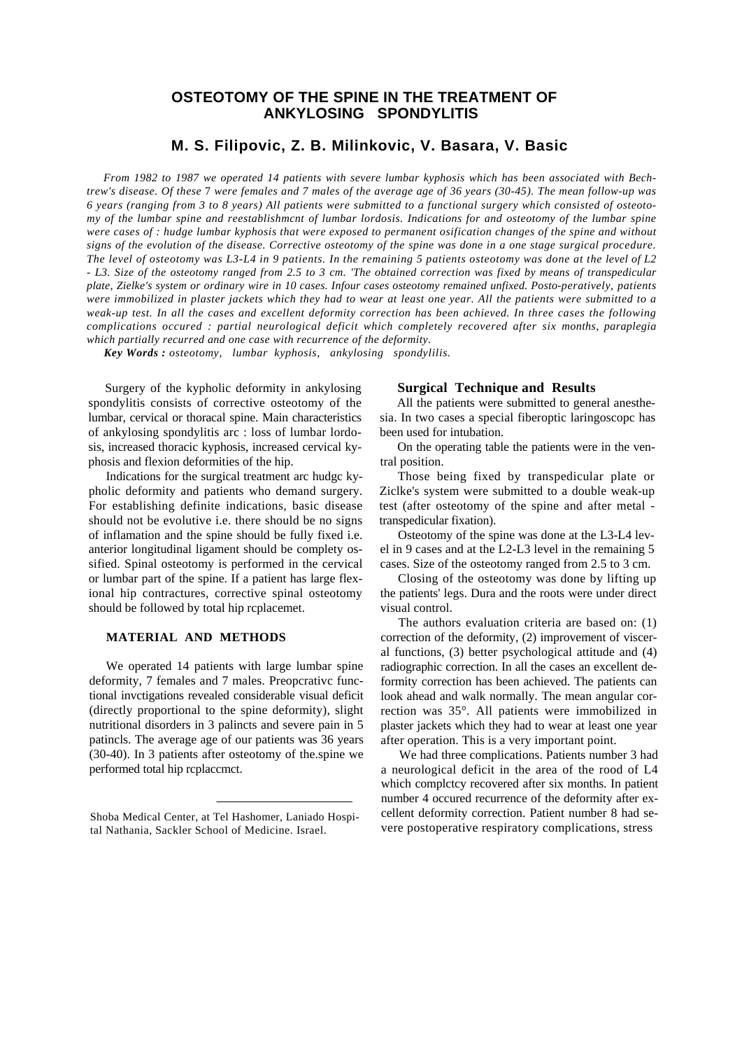# OSTEOTOMY OF THE SPINE IN THE TREATMENT OF ANKYLOSING SPONDYLITIS

## M. S. Filipovic, Z. B. Milinkovic, V. Basara, V. Basic

*From 1982 to 1987 we operated 14 patients with severe lumbar kyphosis which has been associated with Bechtrew's disease. Of these 7 were females and 7 males of the average age of 36 years (30-45). The mean follow-up was 6 years (ranging from 3 to 8 years) All patients were submitted to a functional surgery which consisted of osteotomy of the lumbar spine and reestablishmcnt of lumbar lordosis. Indications for and osteotomy of the lumbar spine were cases of : hudge lumbar kyphosis that were exposed to permanent osification changes of the spine and without signs of the evolution of the disease. Corrective osteotomy of the spine was done in a one stage surgical procedure. The level of osteotomy was L3-L4 in 9 patients. In the remaining 5 patients osteotomy was done at the level of L2 - L3. Size of the osteotomy ranged from 2.5 to 3 cm. 'The obtained correction was fixed by means of transpedicular plate, Zielke's system or ordinary wire in 10 cases. Infour cases osteotomy remained unfixed. Posto-peratively, patients were immobilized in plaster jackets which they had to wear at least one year. All the patients were submitted to a weak-up test. In all the cases and excellent deformity correction has been achieved. In three cases the following complications occured : partial neurological deficit which completely recovered after six months, paraplegia which partially recurred and one case with recurrence of the deformity.*

***Key Words :*** *osteotomy, lumbar kyphosis, ankylosing spondylilis.*

Surgery of the kypholic deformity in ankylosing spondylitis consists of corrective osteotomy of the lumbar, cervical or thoracal spine. Main characteristics of ankylosing spondylitis arc : loss of lumbar lordosis, increased thoracic kyphosis, increased cervical kyphosis and flexion deformities of the hip.

Indications for the surgical treatment arc hudgc kypholic deformity and patients who demand surgery. For establishing definite indications, basic disease should not be evolutive i.e. there should be no signs of inflamation and the spine should be fully fixed i.e. anterior longitudinal ligament should be complety ossified. Spinal osteotomy is performed in the cervical or lumbar part of the spine. If a patient has large flexional hip contractures, corrective spinal osteotomy should be followed by total hip rcplacemet.

### MATERIAL AND METHODS

We operated 14 patients with large lumbar spine deformity, 7 females and 7 males. Preopcrativc functional invctigations revealed considerable visual deficit (directly proportional to the spine deformity), slight nutritional disorders in 3 palincts and severe pain in 5 patincls. The average age of our patients was 36 years (30-40). In 3 patients after osteotomy of the.spine we performed total hip rcplaccmct.

Shoba Medical Center, at Tel Hashomer, Laniado Hospital Nathania, Sackler School of Medicine. Israel.

### Surgical Technique and Results

All the patients were submitted to general anesthesia. In two cases a special fiberoptic laringoscopc has been used for intubation.

On the operating table the patients were in the ventral position.

Those being fixed by transpedicular plate or Ziclke's system were submitted to a double weak-up test (after osteotomy of the spine and after metal - transpedicular fixation).

Osteotomy of the spine was done at the L3-L4 level in 9 cases and at the L2-L3 level in the remaining 5 cases. Size of the osteotomy ranged from 2.5 to 3 cm.

Closing of the osteotomy was done by lifting up the patients' legs. Dura and the roots were under direct visual control.

The authors evaluation criteria are based on: (1) correction of the deformity, (2) improvement of visceral functions, (3) better psychological attitude and (4) radiographic correction. In all the cases an excellent deformity correction has been achieved. The patients can look ahead and walk normally. The mean angular correction was 35°. All patients were immobilized in plaster jackets which they had to wear at least one year after operation. This is a very important point.

We had three complications. Patients number 3 had a neurological deficit in the area of the rood of L4 which compl­ctcy recovered after six months. In patient number 4 occured recurrence of the deformity after excellent deformity correction. Patient number 8 had severe postoperative respiratory complications, stress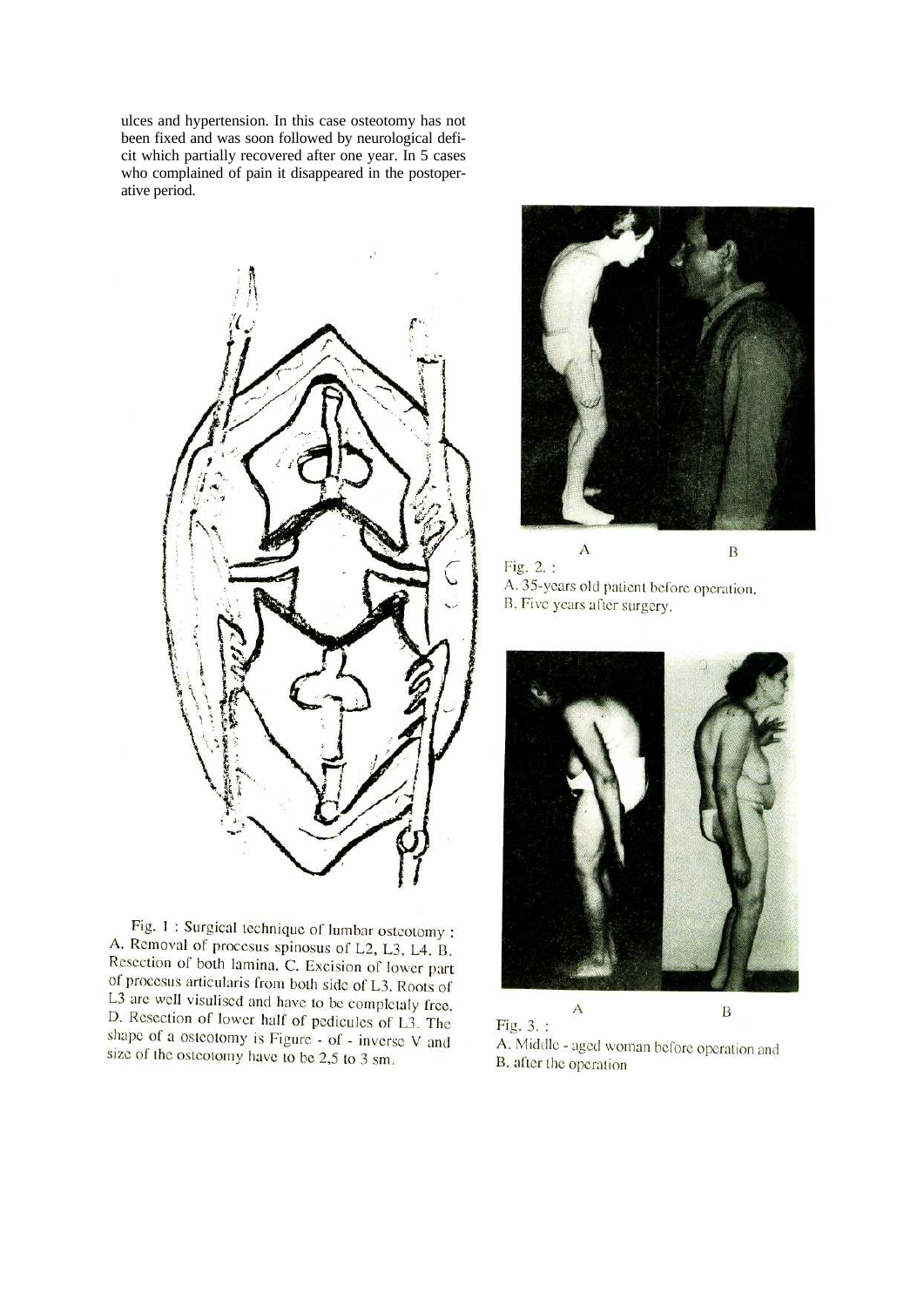ulces and hypertension. In this case osteotomy has not been fixed and was soon followed by neurological deficit which partially recovered after one year. In 5 cases who complained of pain it disappeared in the postoperative period.

Fig. 1 : Surgical technique of lumbar osteotomy : A. Removal of procesus spinosus of L2, L3, L4. B. Resection of both lamina. C. Excision of lower part of procesus articularis from both side of L3. Roots of L3 are well visulised and have to be completaly free. D. Resection of lower half of pedicules of L3. The shape of a osteotomy is Figure - of - inverse V and size of the osteotomy have to be 2,5 to 3 sm.

Fig. 2. :
A. 35-years old patient before operation.
B. Five years after surgery.

Fig. 3. :
A. Middle - aged woman before operation and
B. after the operation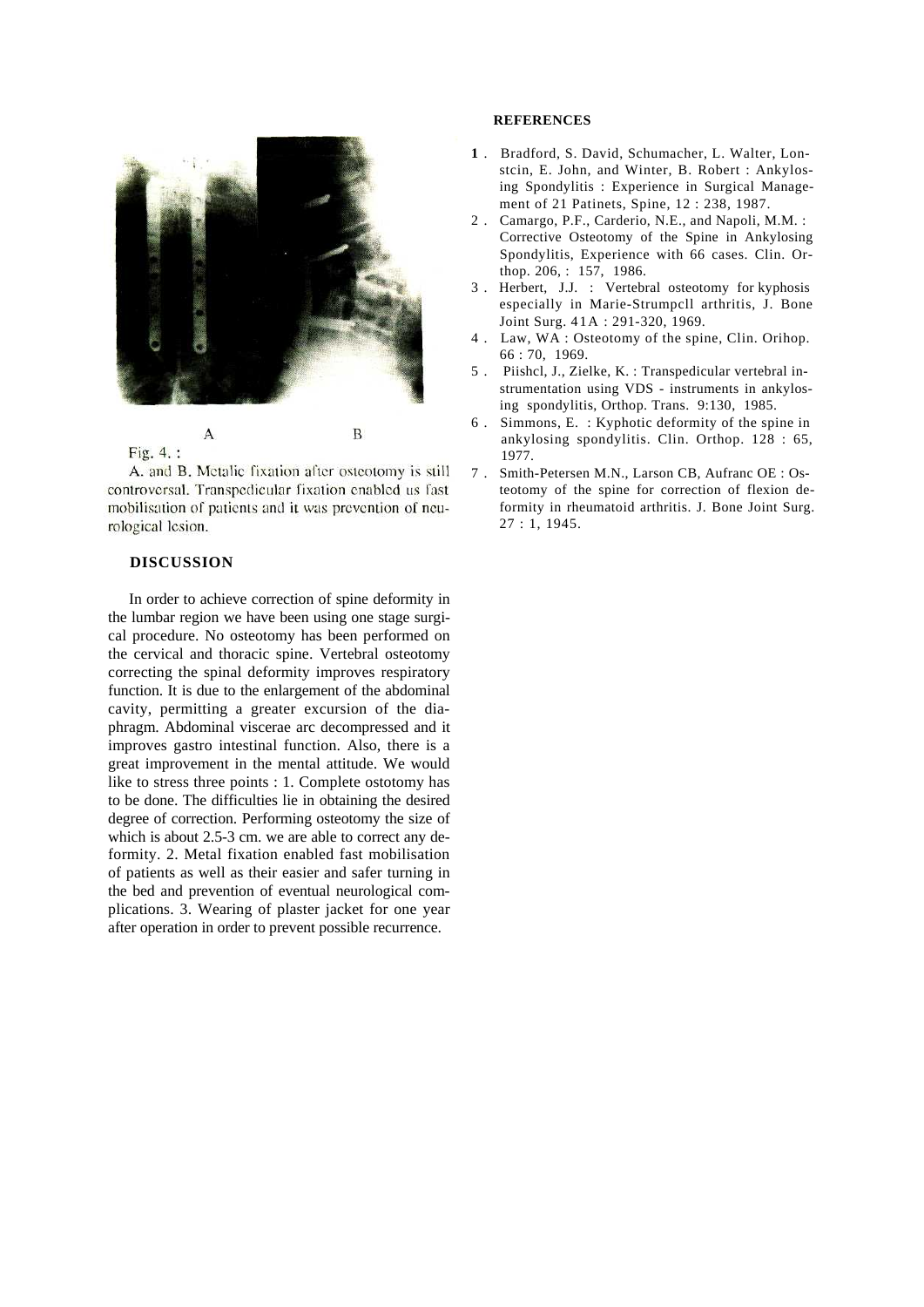A B

Fig. 4. :

A. and B. Metalic fixation after osteotomy is still controversal. Transpedicular fixation enabled us fast mobilisation of patients and it was prevention of neurological lesion.

## DISCUSSION

In order to achieve correction of spine deformity in the lumbar region we have been using one stage surgical procedure. No osteotomy has been performed on the cervical and thoracic spine. Vertebral osteotomy correcting the spinal deformity improves respiratory function. It is due to the enlargement of the abdominal cavity, permitting a greater excursion of the diaphragm. Abdominal viscerae arc decompressed and it improves gastro intestinal function. Also, there is a great improvement in the mental attitude. We would like to stress three points : 1. Complete ostotomy has to be done. The difficulties lie in obtaining the desired degree of correction. Performing osteotomy the size of which is about 2.5-3 cm. we are able to correct any deformity. 2. Metal fixation enabled fast mobilisation of patients as well as their easier and safer turning in the bed and prevention of eventual neurological complications. 3. Wearing of plaster jacket for one year after operation in order to prevent possible recurrence.

## REFERENCES

1. Bradford, S. David, Schumacher, L. Walter, Lonstcin, E. John, and Winter, B. Robert : Ankylosing Spondylitis : Experience in Surgical Management of 21 Patinets, Spine, 12 : 238, 1987.
2. Camargo, P.F., Carderio, N.E., and Napoli, M.M. : Corrective Osteotomy of the Spine in Ankylosing Spondylitis, Experience with 66 cases. Clin. Orthop. 206, : 157, 1986.
3. Herbert, J.J. : Vertebral osteotomy for kyphosis especially in Marie-Strumpcll arthritis, J. Bone Joint Surg. 41A : 291-320, 1969.
4. Law, WA : Osteotomy of the spine, Clin. Orihop. 66 : 70, 1969.
5. Piishcl, J., Zielke, K. : Transpedicular vertebral instrumentation using VDS - instruments in ankylosing spondylitis, Orthop. Trans. 9:130, 1985.
6. Simmons, E. : Kyphotic deformity of the spine in ankylosing spondylitis. Clin. Orthop. 128 : 65, 1977.
7. Smith-Petersen M.N., Larson CB, Aufranc OE : Osteotomy of the spine for correction of flexion deformity in rheumatoid arthritis. J. Bone Joint Surg. 27 : 1, 1945.